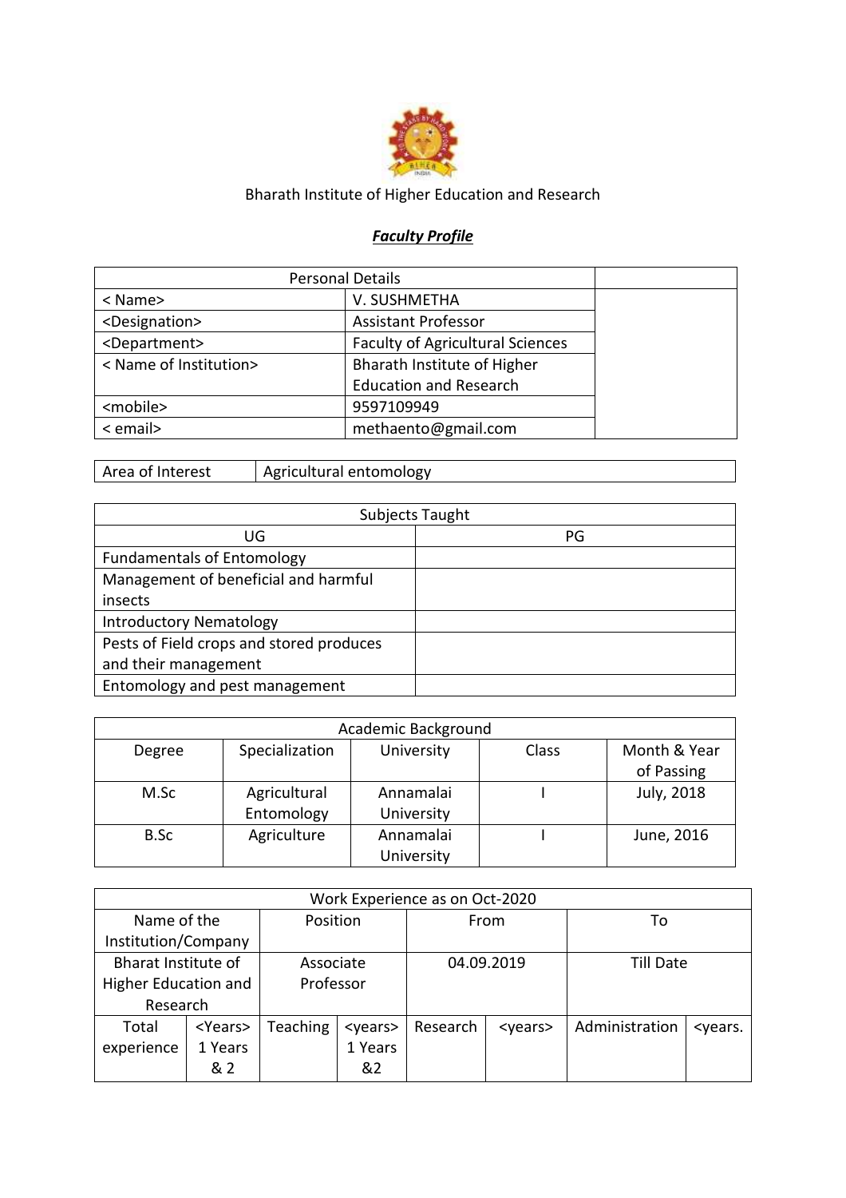Bharath Institute of Higher Education and Research

***Faculty Profile***

| Personal Details | | |
|---|---|---|
| < Name> | V. SUSHMETHA | |
| <Designation> | Assistant Professor | |
| <Department> | Faculty of Agricultural Sciences | |
| < Name of Institution> | Bharath Institute of Higher Education and Research | |
| <mobile> | 9597109949 | |
| < email> | methaento@gmail.com | |

| Area of Interest | Agricultural entomology |
|---|---|

| Subjects Taught | |
|---|---|
| UG | PG |
| Fundamentals of Entomology | |
| Management of beneficial and harmful insects | |
| Introductory Nematology | |
| Pests of Field crops and stored produces and their management | |
| Entomology and pest management | |

| Academic Background | | | | |
|---|---|---|---|---|
| Degree | Specialization | University | Class | Month & Year of Passing |
| M.Sc | Agricultural Entomology | Annamalai University | I | July, 2018 |
| B.Sc | Agriculture | Annamalai University | I | June, 2016 |

| Work Experience as on Oct-2020 | | | | | | | |
|---|---|---|---|---|---|---|---|
| Name of the Institution/Company | | Position | | From | | To | |
| Bharat Institute of Higher Education and Research | | Associate Professor | | 04.09.2019 | | Till Date | |
| Total experience | <Years> 1 Years & 2 | Teaching | <years> 1 Years &2 | Research | <years> | Administration | <years. |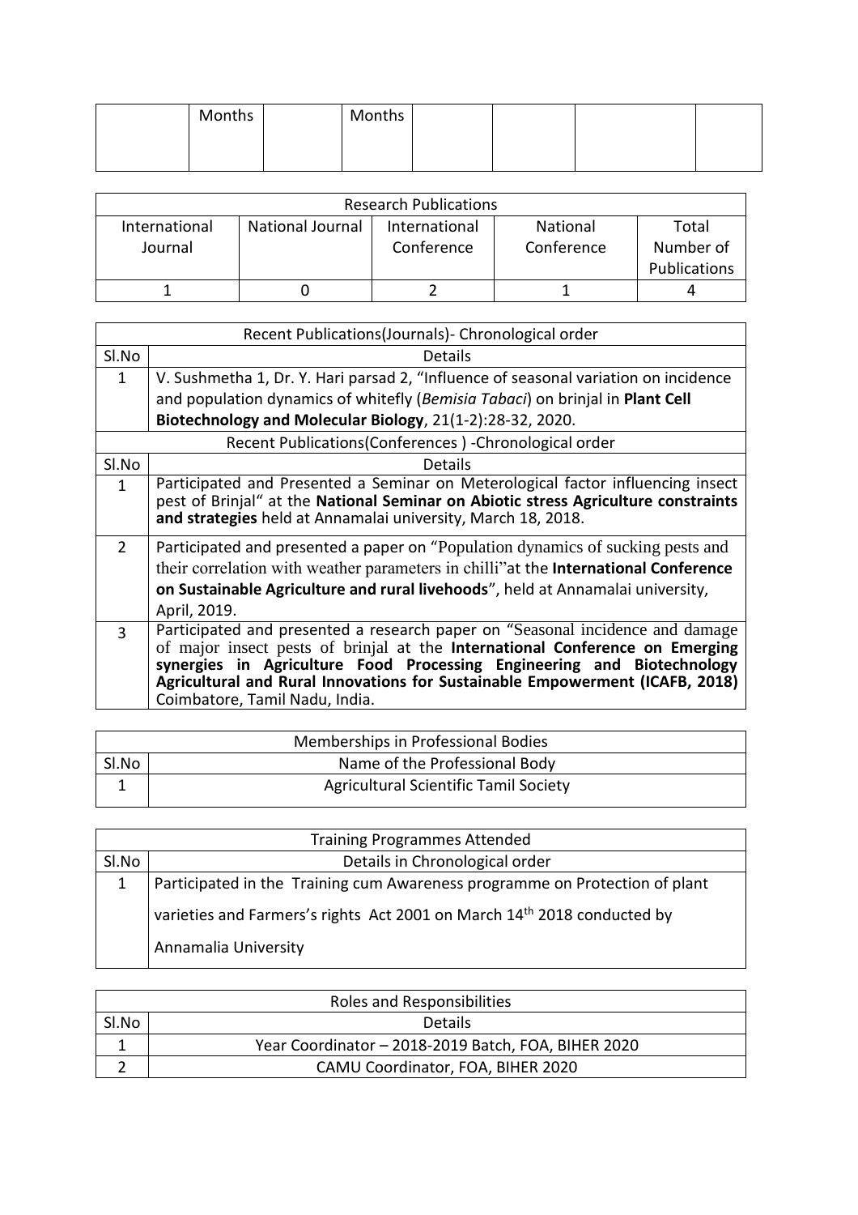| | Months | | Months | | | | |
|---|---|---|---|---|---|---|---|
| | | | | | | | |

| Research Publications | | | | |
|---|---|---|---|---|
| International Journal | National Journal | International Conference | National Conference | Total Number of Publications |
| 1 | 0 | 2 | 1 | 4 |

| Recent Publications(Journals)- Chronological order | |
|---|---|
| Sl.No | Details |
| 1 | V. Sushmetha 1, Dr. Y. Hari parsad 2, "Influence of seasonal variation on incidence and population dynamics of whitefly (*Bemisia Tabaci*) on brinjal in **Plant Cell Biotechnology and Molecular Biology**, 21(1-2):28-32, 2020. |
| Recent Publications(Conferences ) -Chronological order | |
| Sl.No | Details |
| 1 | Participated and Presented a Seminar on Meterological factor influencing insect pest of Brinjal" at the **National Seminar on Abiotic stress Agriculture constraints and strategies** held at Annamalai university, March 18, 2018. |
| 2 | Participated and presented a paper on "Population dynamics of sucking pests and their correlation with weather parameters in chilli"at the **International Conference on Sustainable Agriculture and rural livehoods**", held at Annamalai university, April, 2019. |
| 3 | Participated and presented a research paper on "Seasonal incidence and damage of major insect pests of brinjal at the **International Conference on Emerging synergies in Agriculture Food Processing Engineering and Biotechnology Agricultural and Rural Innovations for Sustainable Empowerment (ICAFB, 2018)** Coimbatore, Tamil Nadu, India. |

| Memberships in Professional Bodies | |
|---|---|
| Sl.No | Name of the Professional Body |
| 1 | Agricultural Scientific Tamil Society |

| Training Programmes Attended | |
|---|---|
| Sl.No | Details in Chronological order |
| 1 | Participated in the Training cum Awareness programme on Protection of plant varieties and Farmers's rights Act 2001 on March 14th 2018 conducted by Annamalia University |

| Roles and Responsibilities | |
|---|---|
| Sl.No | Details |
| 1 | Year Coordinator – 2018-2019 Batch, FOA, BIHER 2020 |
| 2 | CAMU Coordinator, FOA, BIHER 2020 |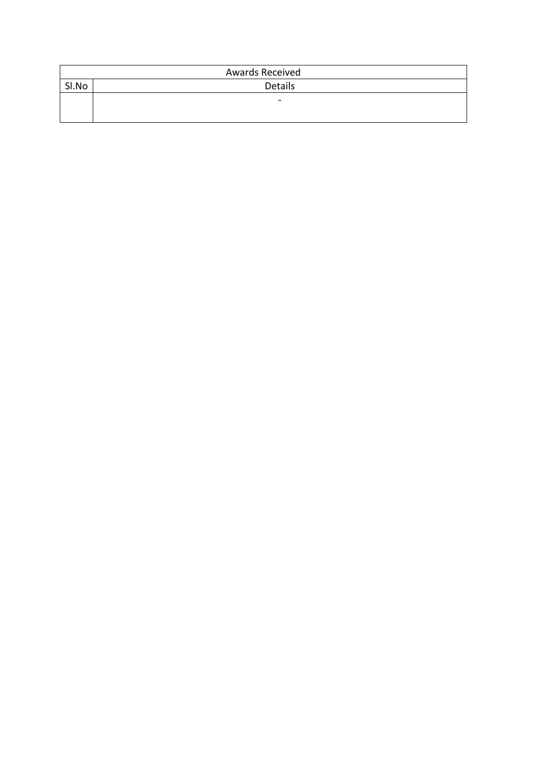| Awards Received | |
|---|---|
| Sl.No | Details |
| | - |